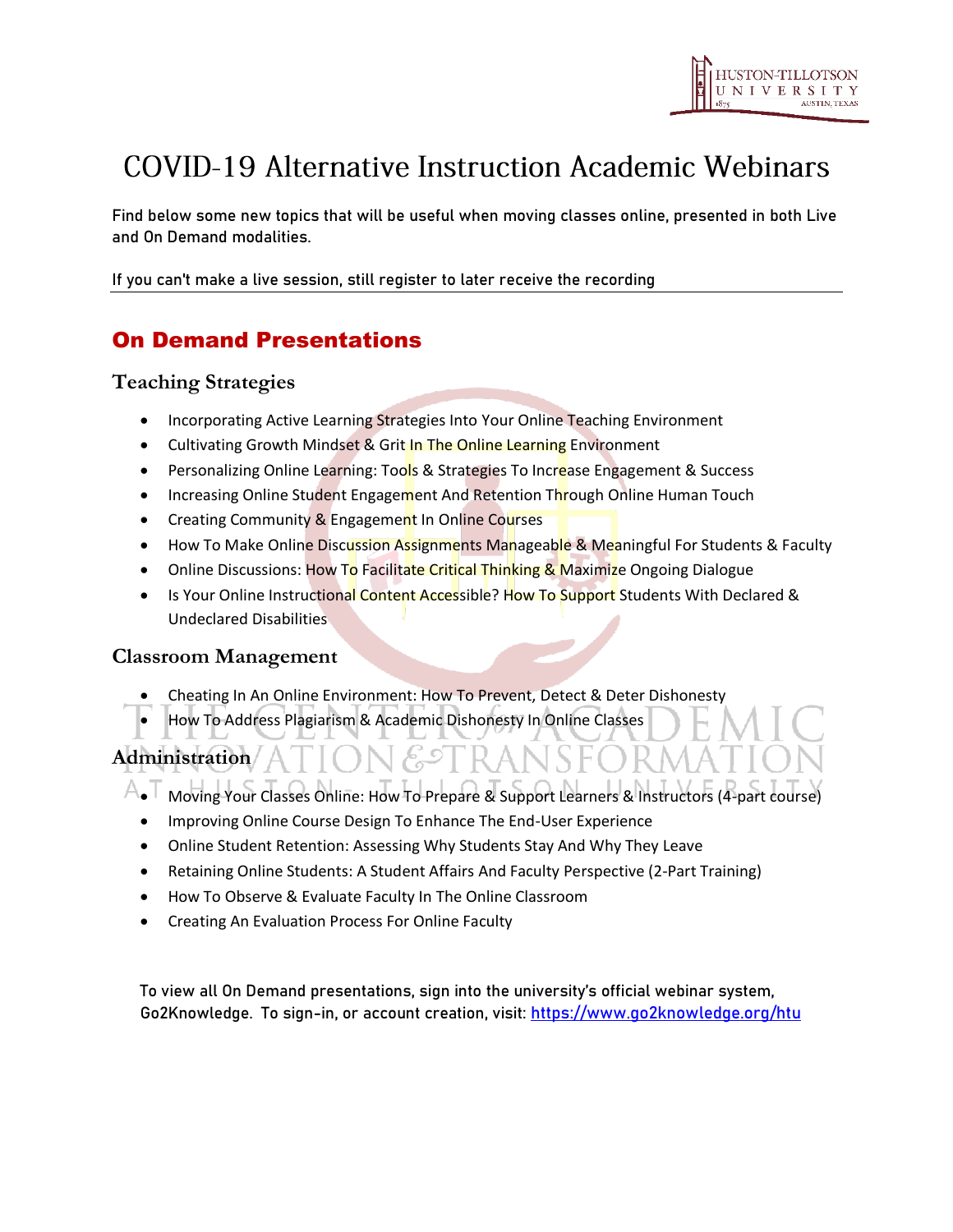# COVID-19 Alternative Instruction Academic Webinars

Find below some new topics that will be useful when moving classes online, presented in both Live and On Demand modalities.

If you can't make a live session, still register to later receive the recording

## On Demand Presentations

### Teaching Strategies

- Incorporating Active Learning Strategies Into Your Online Teaching Environment
- Cultivating Growth Mindset & Grit In The Online Learning Environment
- Personalizing Online Learning: Tools & Strategies To Increase Engagement & Success
- Increasing Online Student Engagement And Retention Through Online Human Touch
- Creating Community & Engagement In Online Courses
- How To Make Online Discussion Assignments Manageable & Meaningful For Students & Faculty
- Online Discussions: How To Facilitate Critical Thinking & Maximize Ongoing Dialogue
- Is Your Online Instructional Content Accessible? How To Support Students With Declared & Undeclared Disabilities

### Classroom Management

- Cheating In An Online Environment: How To Prevent, Detect & Deter Dishonesty
- How To Address Plagiarism & Academic Dishonesty In Online Classes

### Administration

- Moving Your Classes Online: How To Prepare & Support Learners & Instructors (4-part course)
- Improving Online Course Design To Enhance The End-User Experience
- Online Student Retention: Assessing Why Students Stay And Why They Leave
- Retaining Online Students: A Student Affairs And Faculty Perspective (2-Part Training)
- How To Observe & Evaluate Faculty In The Online Classroom
- Creating An Evaluation Process For Online Faculty

To view all On Demand presentations, sign into the university's official webinar system, Go2Knowledge. To sign-in, or account creation, visit: https://www.go2knowledge.org/htu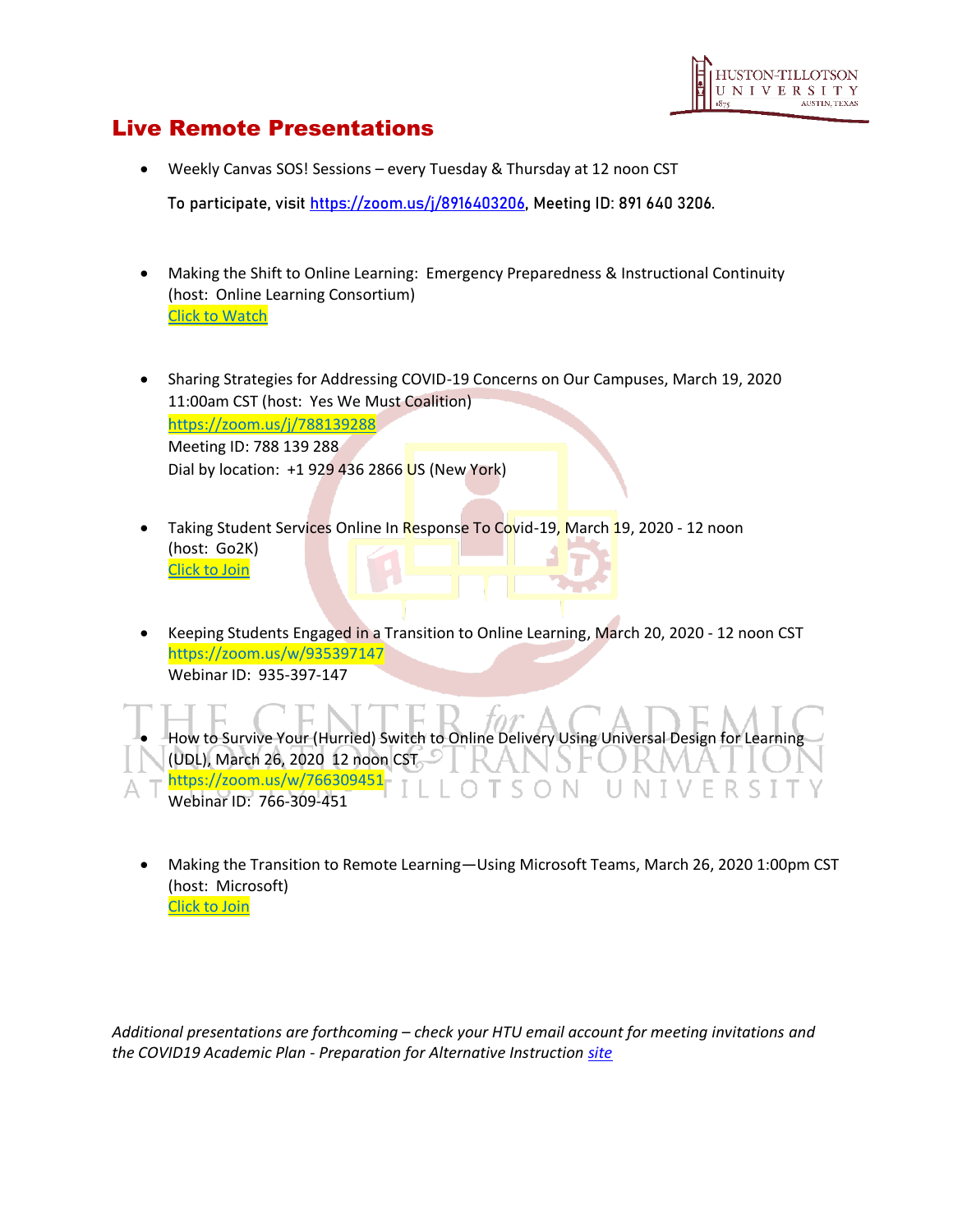## Live Remote Presentations

- Weekly Canvas SOS! Sessions – every Tuesday & Thursday at 12 noon CST

  **To participate, visit https://zoom.us/j/8916403206, Meeting ID: 891 640 3206.**

- Making the Shift to Online Learning: Emergency Preparedness & Instructional Continuity (host: Online Learning Consortium)
  Click to Watch

- Sharing Strategies for Addressing COVID-19 Concerns on Our Campuses, March 19, 2020 11:00am CST (host: Yes We Must Coalition)
  https://zoom.us/j/788139288
  Meeting ID: 788 139 288
  Dial by location: +1 929 436 2866 US (New York)

- Taking Student Services Online In Response To Covid-19, March 19, 2020 - 12 noon (host: Go2K)
  Click to Join

- Keeping Students Engaged in a Transition to Online Learning, March 20, 2020 - 12 noon CST
  https://zoom.us/w/935397147
  Webinar ID: 935-397-147

- How to Survive Your (Hurried) Switch to Online Delivery Using Universal Design for Learning (UDL), March 26, 2020 12 noon CST
  https://zoom.us/w/766309451
  Webinar ID: 766-309-451

- Making the Transition to Remote Learning—Using Microsoft Teams, March 26, 2020 1:00pm CST (host: Microsoft)
  Click to Join

*Additional presentations are forthcoming – check your HTU email account for meeting invitations and the COVID19 Academic Plan - Preparation for Alternative Instruction site*